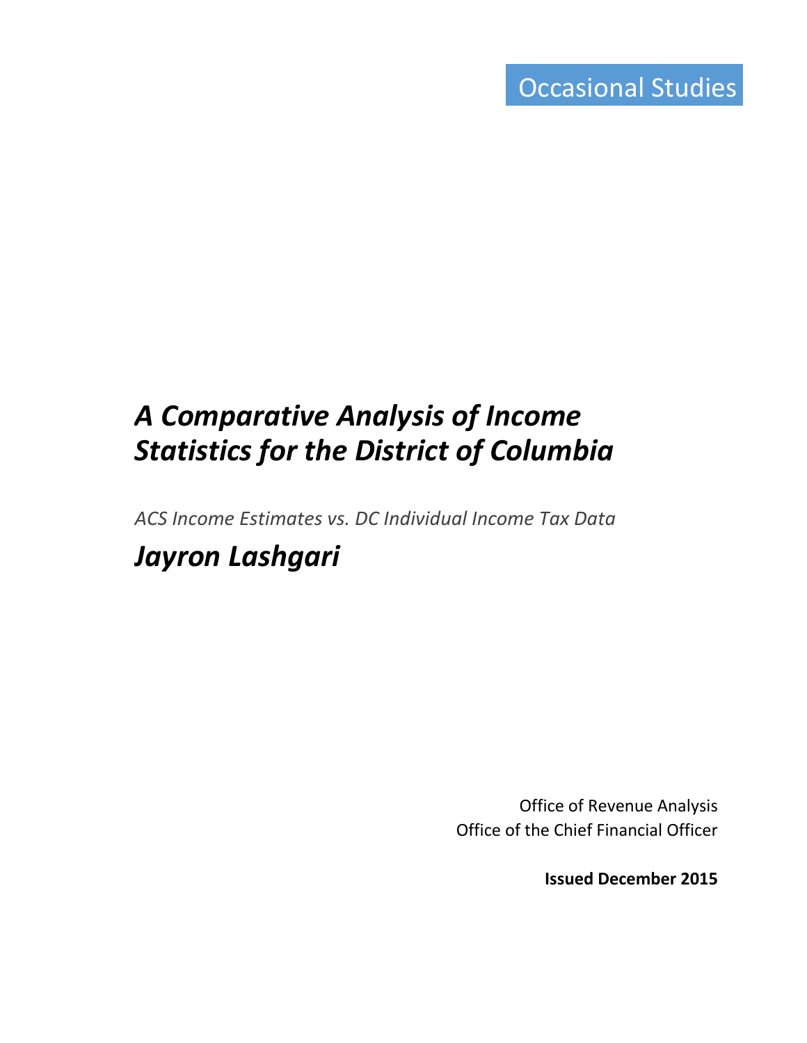Occasional Studies

# *A Comparative Analysis of Income Statistics for the District of Columbia*

*ACS Income Estimates vs. DC Individual Income Tax Data*

## *Jayron Lashgari*

Office of Revenue Analysis
Office of the Chief Financial Officer

**Issued December 2015**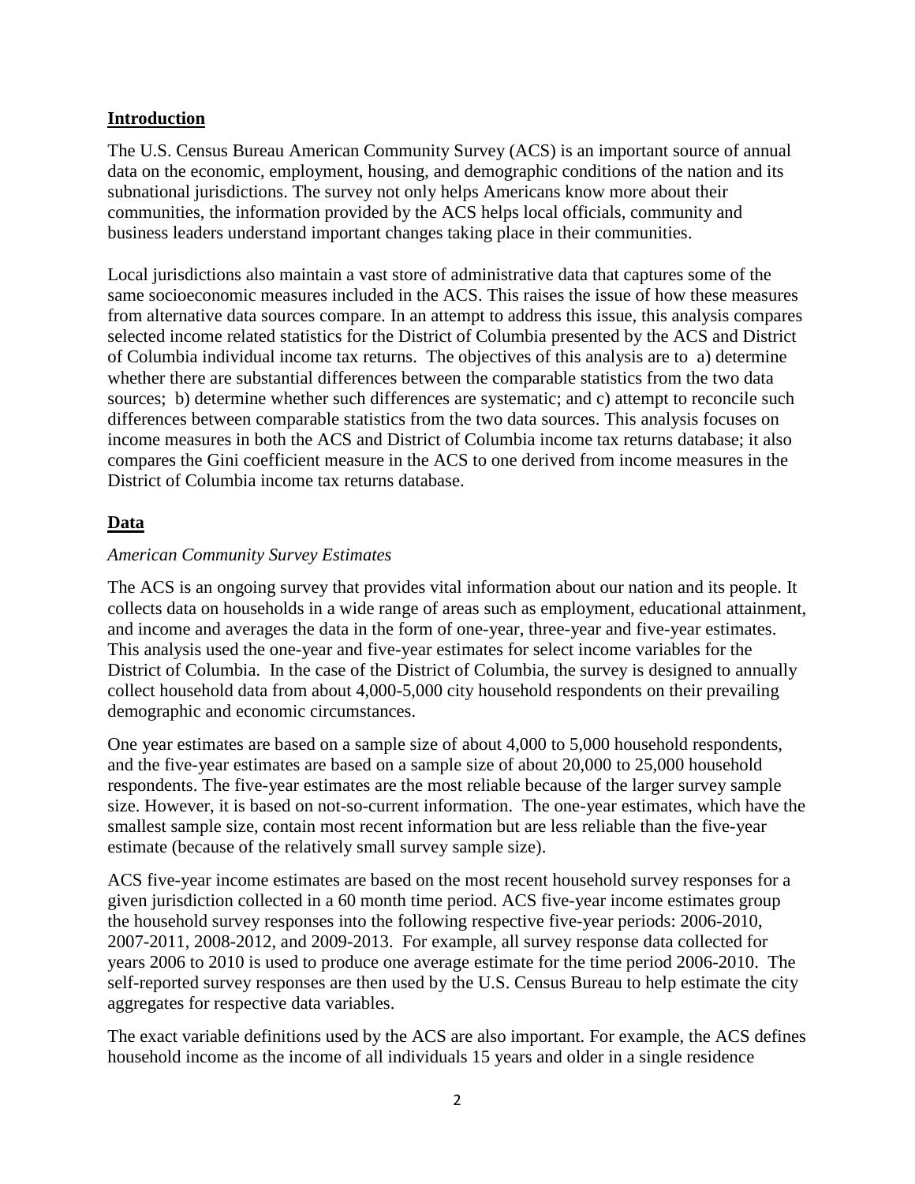## Introduction

The U.S. Census Bureau American Community Survey (ACS) is an important source of annual data on the economic, employment, housing, and demographic conditions of the nation and its subnational jurisdictions. The survey not only helps Americans know more about their communities, the information provided by the ACS helps local officials, community and business leaders understand important changes taking place in their communities.

Local jurisdictions also maintain a vast store of administrative data that captures some of the same socioeconomic measures included in the ACS. This raises the issue of how these measures from alternative data sources compare. In an attempt to address this issue, this analysis compares selected income related statistics for the District of Columbia presented by the ACS and District of Columbia individual income tax returns. The objectives of this analysis are to a) determine whether there are substantial differences between the comparable statistics from the two data sources; b) determine whether such differences are systematic; and c) attempt to reconcile such differences between comparable statistics from the two data sources. This analysis focuses on income measures in both the ACS and District of Columbia income tax returns database; it also compares the Gini coefficient measure in the ACS to one derived from income measures in the District of Columbia income tax returns database.

## Data

*American Community Survey Estimates*

The ACS is an ongoing survey that provides vital information about our nation and its people. It collects data on households in a wide range of areas such as employment, educational attainment, and income and averages the data in the form of one-year, three-year and five-year estimates. This analysis used the one-year and five-year estimates for select income variables for the District of Columbia. In the case of the District of Columbia, the survey is designed to annually collect household data from about 4,000-5,000 city household respondents on their prevailing demographic and economic circumstances.

One year estimates are based on a sample size of about 4,000 to 5,000 household respondents, and the five-year estimates are based on a sample size of about 20,000 to 25,000 household respondents. The five-year estimates are the most reliable because of the larger survey sample size. However, it is based on not-so-current information. The one-year estimates, which have the smallest sample size, contain most recent information but are less reliable than the five-year estimate (because of the relatively small survey sample size).

ACS five-year income estimates are based on the most recent household survey responses for a given jurisdiction collected in a 60 month time period. ACS five-year income estimates group the household survey responses into the following respective five-year periods: 2006-2010, 2007-2011, 2008-2012, and 2009-2013. For example, all survey response data collected for years 2006 to 2010 is used to produce one average estimate for the time period 2006-2010. The self-reported survey responses are then used by the U.S. Census Bureau to help estimate the city aggregates for respective data variables.

The exact variable definitions used by the ACS are also important. For example, the ACS defines household income as the income of all individuals 15 years and older in a single residence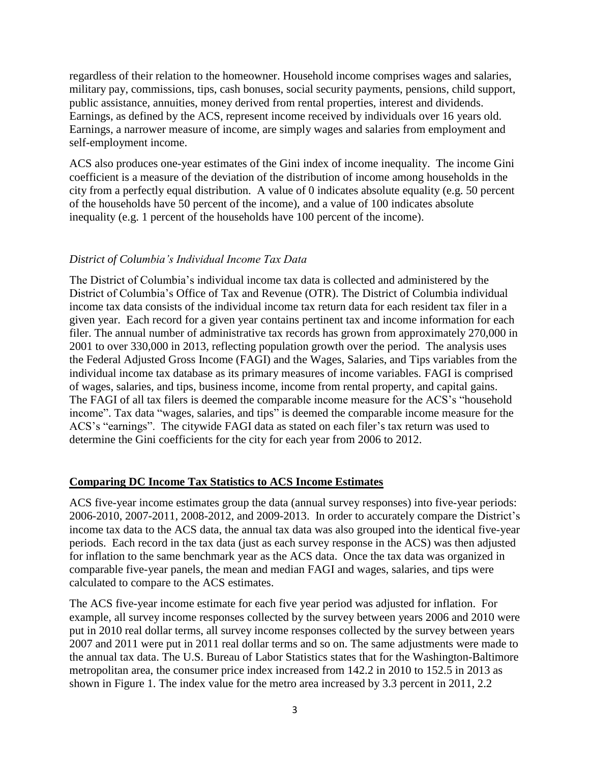regardless of their relation to the homeowner. Household income comprises wages and salaries, military pay, commissions, tips, cash bonuses, social security payments, pensions, child support, public assistance, annuities, money derived from rental properties, interest and dividends. Earnings, as defined by the ACS, represent income received by individuals over 16 years old. Earnings, a narrower measure of income, are simply wages and salaries from employment and self-employment income.

ACS also produces one-year estimates of the Gini index of income inequality. The income Gini coefficient is a measure of the deviation of the distribution of income among households in the city from a perfectly equal distribution. A value of 0 indicates absolute equality (e.g. 50 percent of the households have 50 percent of the income), and a value of 100 indicates absolute inequality (e.g. 1 percent of the households have 100 percent of the income).

*District of Columbia's Individual Income Tax Data*

The District of Columbia's individual income tax data is collected and administered by the District of Columbia's Office of Tax and Revenue (OTR). The District of Columbia individual income tax data consists of the individual income tax return data for each resident tax filer in a given year. Each record for a given year contains pertinent tax and income information for each filer. The annual number of administrative tax records has grown from approximately 270,000 in 2001 to over 330,000 in 2013, reflecting population growth over the period. The analysis uses the Federal Adjusted Gross Income (FAGI) and the Wages, Salaries, and Tips variables from the individual income tax database as its primary measures of income variables. FAGI is comprised of wages, salaries, and tips, business income, income from rental property, and capital gains. The FAGI of all tax filers is deemed the comparable income measure for the ACS's "household income". Tax data "wages, salaries, and tips" is deemed the comparable income measure for the ACS's "earnings". The citywide FAGI data as stated on each filer's tax return was used to determine the Gini coefficients for the city for each year from 2006 to 2012.

## **Comparing DC Income Tax Statistics to ACS Income Estimates**

ACS five-year income estimates group the data (annual survey responses) into five-year periods: 2006-2010, 2007-2011, 2008-2012, and 2009-2013. In order to accurately compare the District's income tax data to the ACS data, the annual tax data was also grouped into the identical five-year periods. Each record in the tax data (just as each survey response in the ACS) was then adjusted for inflation to the same benchmark year as the ACS data. Once the tax data was organized in comparable five-year panels, the mean and median FAGI and wages, salaries, and tips were calculated to compare to the ACS estimates.

The ACS five-year income estimate for each five year period was adjusted for inflation. For example, all survey income responses collected by the survey between years 2006 and 2010 were put in 2010 real dollar terms, all survey income responses collected by the survey between years 2007 and 2011 were put in 2011 real dollar terms and so on. The same adjustments were made to the annual tax data. The U.S. Bureau of Labor Statistics states that for the Washington-Baltimore metropolitan area, the consumer price index increased from 142.2 in 2010 to 152.5 in 2013 as shown in Figure 1. The index value for the metro area increased by 3.3 percent in 2011, 2.2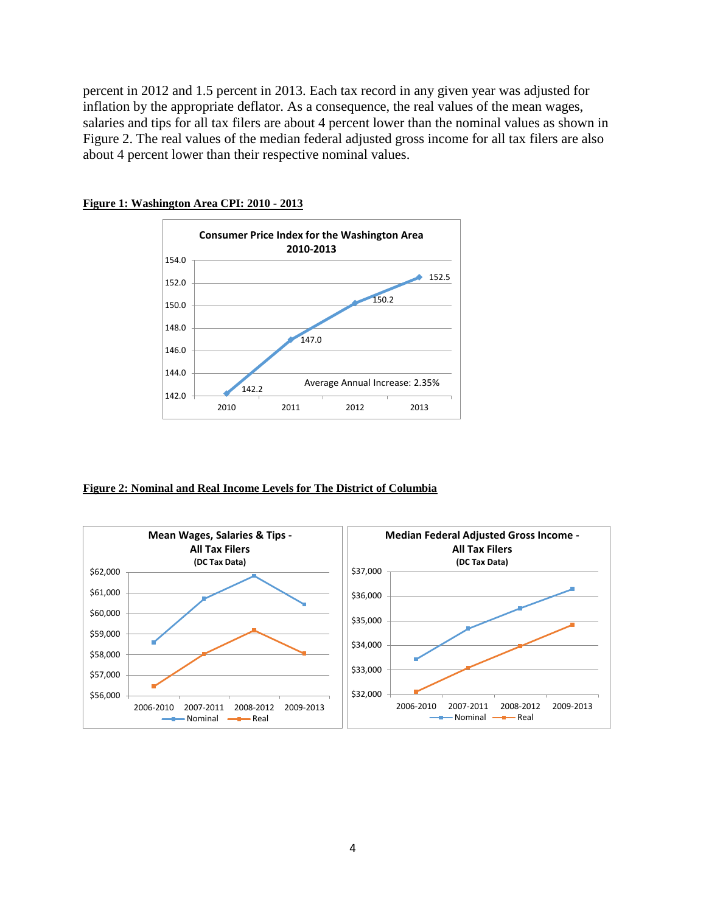percent in 2012 and 1.5 percent in 2013. Each tax record in any given year was adjusted for inflation by the appropriate deflator. As a consequence, the real values of the mean wages, salaries and tips for all tax filers are about 4 percent lower than the nominal values as shown in Figure 2. The real values of the median federal adjusted gross income for all tax filers are also about 4 percent lower than their respective nominal values.

**Figure 1: Washington Area CPI: 2010 - 2013**

**Figure 2: Nominal and Real Income Levels for The District of Columbia**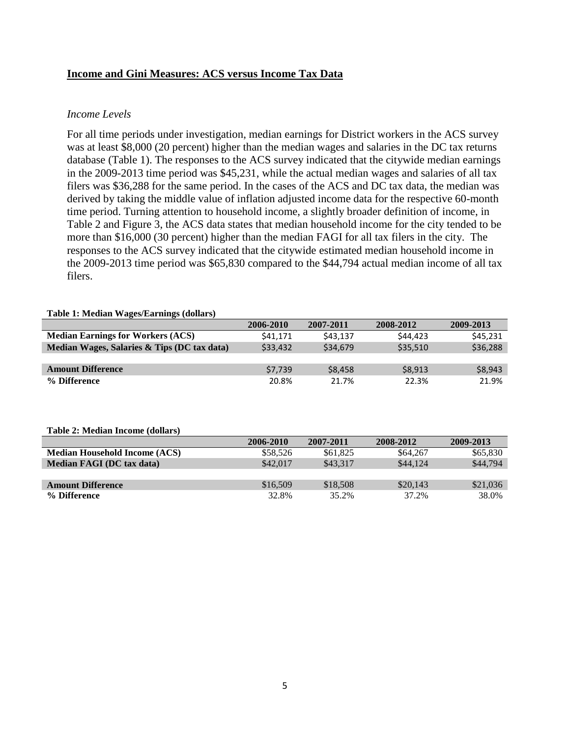## Income and Gini Measures: ACS versus Income Tax Data

### *Income Levels*

For all time periods under investigation, median earnings for District workers in the ACS survey was at least $8,000 (20 percent) higher than the median wages and salaries in the DC tax returns database (Table 1). The responses to the ACS survey indicated that the citywide median earnings in the 2009-2013 time period was $45,231, while the actual median wages and salaries of all tax filers was $36,288 for the same period. In the cases of the ACS and DC tax data, the median was derived by taking the middle value of inflation adjusted income data for the respective 60-month time period. Turning attention to household income, a slightly broader definition of income, in Table 2 and Figure 3, the ACS data states that median household income for the city tended to be more than $16,000 (30 percent) higher than the median FAGI for all tax filers in the city. The responses to the ACS survey indicated that the citywide estimated median household income in the 2009-2013 time period was $65,830 compared to the $44,794 actual median income of all tax filers.

**Table 1: Median Wages/Earnings (dollars)**

| | 2006-2010 | 2007-2011 | 2008-2012 | 2009-2013 |
|---|---|---|---|---|
| **Median Earnings for Workers (ACS)** | $41,171 | $43,137 | $44,423 | $45,231 |
| **Median Wages, Salaries & Tips (DC tax data)** | $33,432 | $34,679 | $35,510 | $36,288 |
| | | | | |
| **Amount Difference** | $7,739 | $8,458 | $8,913 | $8,943 |
| **% Difference** | 20.8% | 21.7% | 22.3% | 21.9% |

**Table 2: Median Income (dollars)**

| | 2006-2010 | 2007-2011 | 2008-2012 | 2009-2013 |
|---|---|---|---|---|
| **Median Household Income (ACS)** | $58,526 | $61,825 | $64,267 | $65,830 |
| **Median FAGI (DC tax data)** | $42,017 | $43,317 | $44,124 | $44,794 |
| | | | | |
| **Amount Difference** | $16,509 | $18,508 | $20,143 | $21,036 |
| **% Difference** | 32.8% | 35.2% | 37.2% | 38.0% |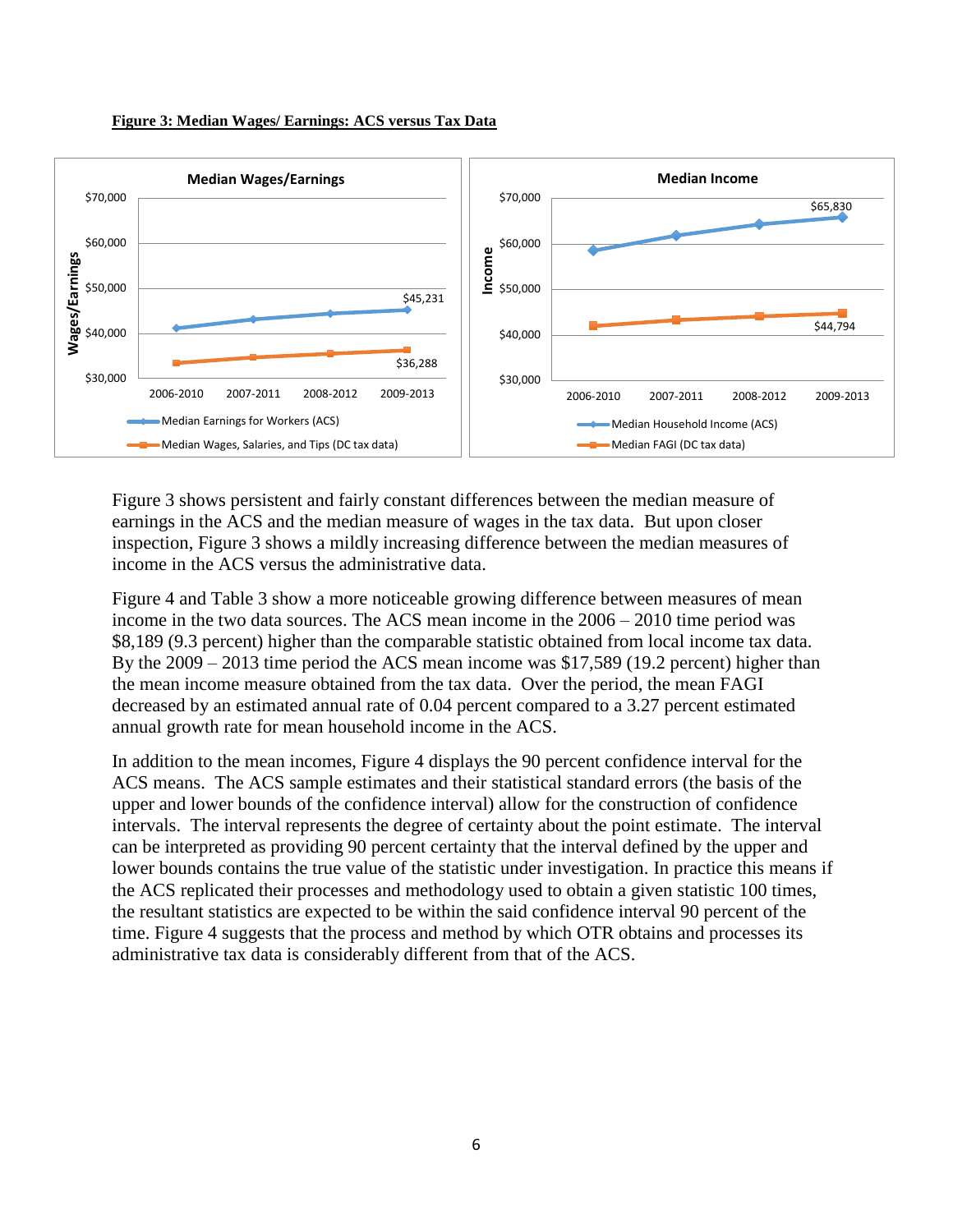**Figure 3: Median Wages/ Earnings: ACS versus Tax Data**

Figure 3 shows persistent and fairly constant differences between the median measure of earnings in the ACS and the median measure of wages in the tax data. But upon closer inspection, Figure 3 shows a mildly increasing difference between the median measures of income in the ACS versus the administrative data.

Figure 4 and Table 3 show a more noticeable growing difference between measures of mean income in the two data sources. The ACS mean income in the 2006 – 2010 time period was $8,189 (9.3 percent) higher than the comparable statistic obtained from local income tax data. By the 2009 – 2013 time period the ACS mean income was $17,589 (19.2 percent) higher than the mean income measure obtained from the tax data. Over the period, the mean FAGI decreased by an estimated annual rate of 0.04 percent compared to a 3.27 percent estimated annual growth rate for mean household income in the ACS.

In addition to the mean incomes, Figure 4 displays the 90 percent confidence interval for the ACS means. The ACS sample estimates and their statistical standard errors (the basis of the upper and lower bounds of the confidence interval) allow for the construction of confidence intervals. The interval represents the degree of certainty about the point estimate. The interval can be interpreted as providing 90 percent certainty that the interval defined by the upper and lower bounds contains the true value of the statistic under investigation. In practice this means if the ACS replicated their processes and methodology used to obtain a given statistic 100 times, the resultant statistics are expected to be within the said confidence interval 90 percent of the time. Figure 4 suggests that the process and method by which OTR obtains and processes its administrative tax data is considerably different from that of the ACS.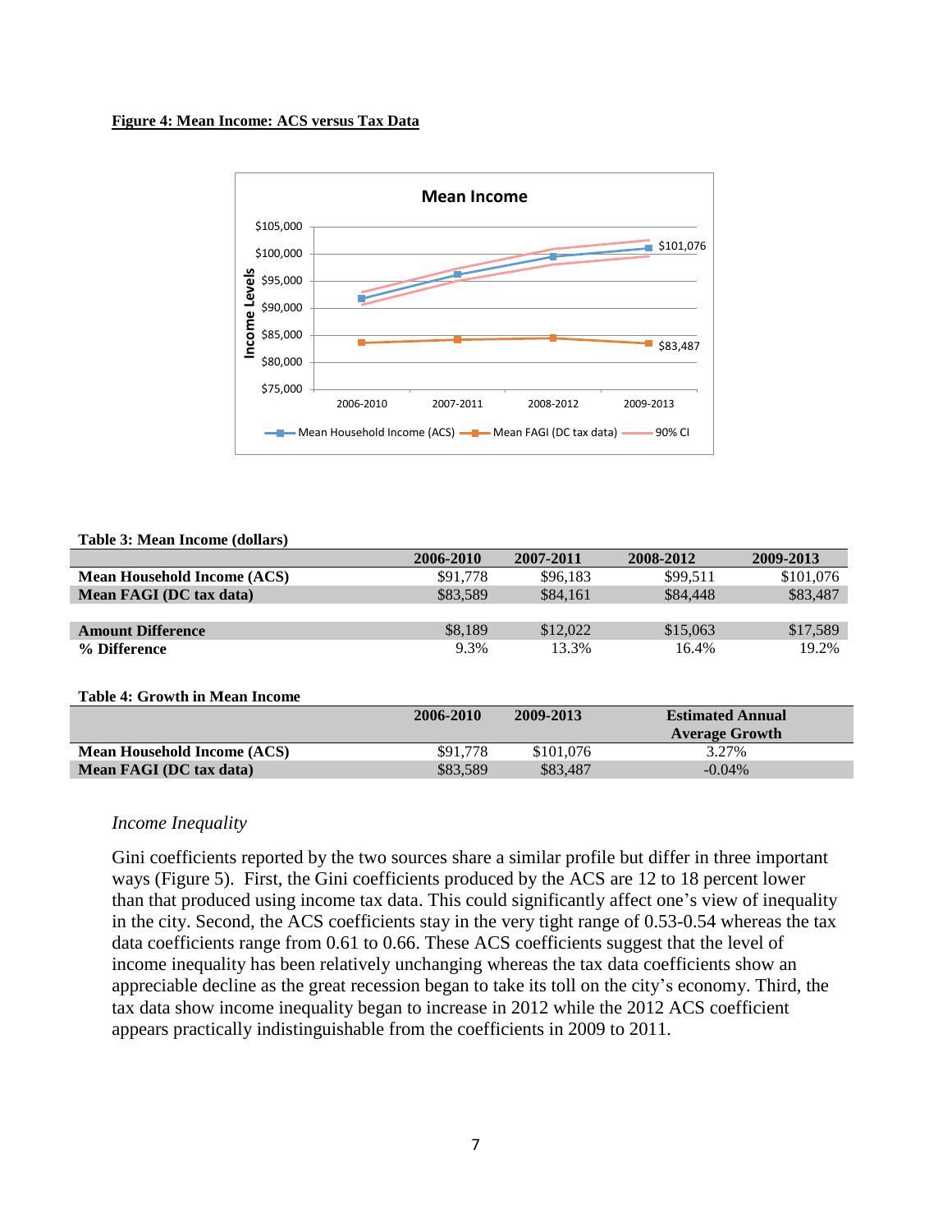**Figure 4: Mean Income: ACS versus Tax Data**

**Table 3: Mean Income (dollars)**

| | 2006-2010 | 2007-2011 | 2008-2012 | 2009-2013 |
|---|---|---|---|---|
| **Mean Household Income (ACS)** | $91,778 | $96,183 | $99,511 | $101,076 |
| **Mean FAGI (DC tax data)** | $83,589 | $84,161 | $84,448 | $83,487 |
| | | | | |
| **Amount Difference** | $8,189 | $12,022 | $15,063 | $17,589 |
| **% Difference** | 9.3% | 13.3% | 16.4% | 19.2% |

**Table 4: Growth in Mean Income**

| | 2006-2010 | 2009-2013 | Estimated Annual Average Growth |
|---|---|---|---|
| **Mean Household Income (ACS)** | $91,778 | $101,076 | 3.27% |
| **Mean FAGI (DC tax data)** | $83,589 | $83,487 | -0.04% |

*Income Inequality*

Gini coefficients reported by the two sources share a similar profile but differ in three important ways (Figure 5). First, the Gini coefficients produced by the ACS are 12 to 18 percent lower than that produced using income tax data. This could significantly affect one's view of inequality in the city. Second, the ACS coefficients stay in the very tight range of 0.53-0.54 whereas the tax data coefficients range from 0.61 to 0.66. These ACS coefficients suggest that the level of income inequality has been relatively unchanging whereas the tax data coefficients show an appreciable decline as the great recession began to take its toll on the city's economy. Third, the tax data show income inequality began to increase in 2012 while the 2012 ACS coefficient appears practically indistinguishable from the coefficients in 2009 to 2011.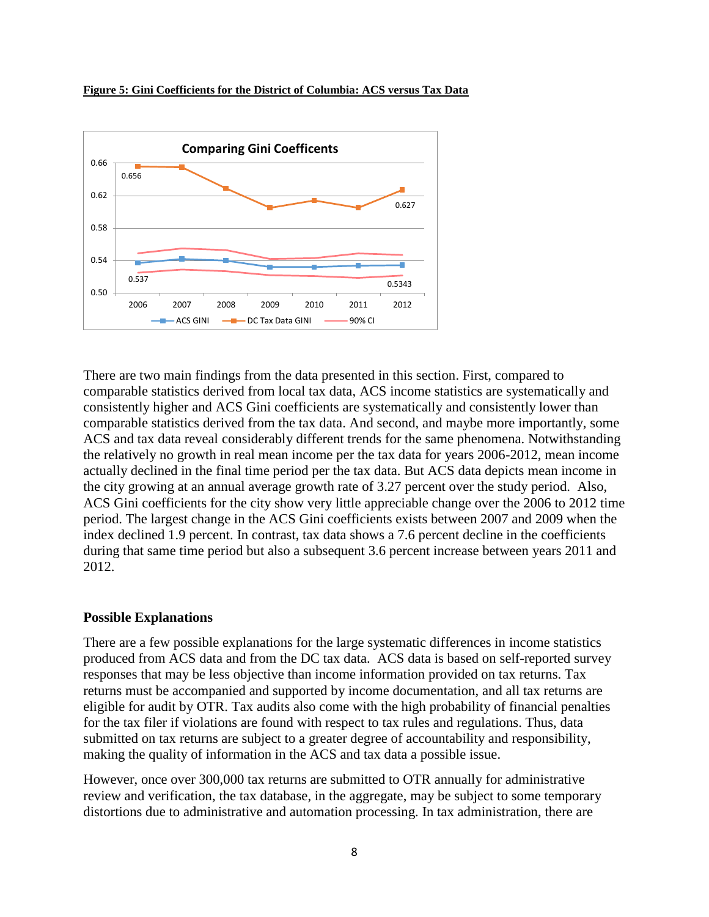**Figure 5: Gini Coefficients for the District of Columbia: ACS versus Tax Data**

There are two main findings from the data presented in this section. First, compared to comparable statistics derived from local tax data, ACS income statistics are systematically and consistently higher and ACS Gini coefficients are systematically and consistently lower than comparable statistics derived from the tax data. And second, and maybe more importantly, some ACS and tax data reveal considerably different trends for the same phenomena. Notwithstanding the relatively no growth in real mean income per the tax data for years 2006-2012, mean income actually declined in the final time period per the tax data. But ACS data depicts mean income in the city growing at an annual average growth rate of 3.27 percent over the study period. Also, ACS Gini coefficients for the city show very little appreciable change over the 2006 to 2012 time period. The largest change in the ACS Gini coefficients exists between 2007 and 2009 when the index declined 1.9 percent. In contrast, tax data shows a 7.6 percent decline in the coefficients during that same time period but also a subsequent 3.6 percent increase between years 2011 and 2012.

### Possible Explanations

There are a few possible explanations for the large systematic differences in income statistics produced from ACS data and from the DC tax data. ACS data is based on self-reported survey responses that may be less objective than income information provided on tax returns. Tax returns must be accompanied and supported by income documentation, and all tax returns are eligible for audit by OTR. Tax audits also come with the high probability of financial penalties for the tax filer if violations are found with respect to tax rules and regulations. Thus, data submitted on tax returns are subject to a greater degree of accountability and responsibility, making the quality of information in the ACS and tax data a possible issue.

However, once over 300,000 tax returns are submitted to OTR annually for administrative review and verification, the tax database, in the aggregate, may be subject to some temporary distortions due to administrative and automation processing. In tax administration, there are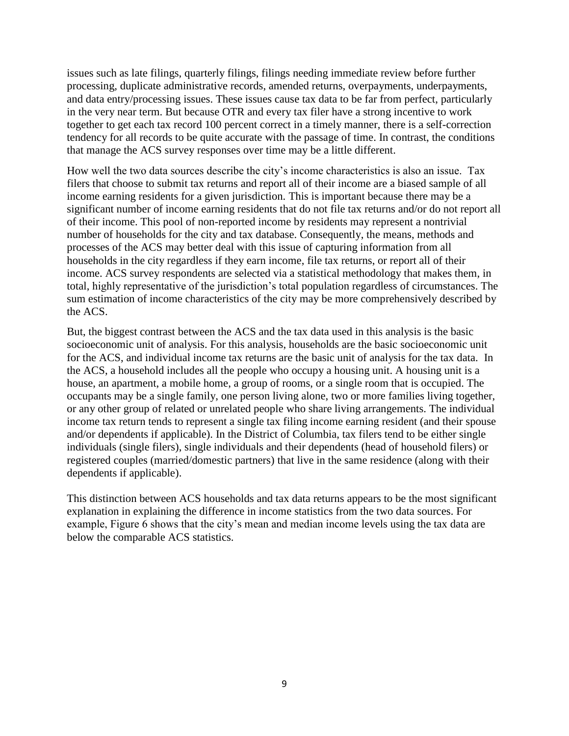issues such as late filings, quarterly filings, filings needing immediate review before further processing, duplicate administrative records, amended returns, overpayments, underpayments, and data entry/processing issues. These issues cause tax data to be far from perfect, particularly in the very near term. But because OTR and every tax filer have a strong incentive to work together to get each tax record 100 percent correct in a timely manner, there is a self-correction tendency for all records to be quite accurate with the passage of time. In contrast, the conditions that manage the ACS survey responses over time may be a little different.

How well the two data sources describe the city's income characteristics is also an issue. Tax filers that choose to submit tax returns and report all of their income are a biased sample of all income earning residents for a given jurisdiction. This is important because there may be a significant number of income earning residents that do not file tax returns and/or do not report all of their income. This pool of non-reported income by residents may represent a nontrivial number of households for the city and tax database. Consequently, the means, methods and processes of the ACS may better deal with this issue of capturing information from all households in the city regardless if they earn income, file tax returns, or report all of their income. ACS survey respondents are selected via a statistical methodology that makes them, in total, highly representative of the jurisdiction's total population regardless of circumstances. The sum estimation of income characteristics of the city may be more comprehensively described by the ACS.

But, the biggest contrast between the ACS and the tax data used in this analysis is the basic socioeconomic unit of analysis. For this analysis, households are the basic socioeconomic unit for the ACS, and individual income tax returns are the basic unit of analysis for the tax data. In the ACS, a household includes all the people who occupy a housing unit. A housing unit is a house, an apartment, a mobile home, a group of rooms, or a single room that is occupied. The occupants may be a single family, one person living alone, two or more families living together, or any other group of related or unrelated people who share living arrangements. The individual income tax return tends to represent a single tax filing income earning resident (and their spouse and/or dependents if applicable). In the District of Columbia, tax filers tend to be either single individuals (single filers), single individuals and their dependents (head of household filers) or registered couples (married/domestic partners) that live in the same residence (along with their dependents if applicable).

This distinction between ACS households and tax data returns appears to be the most significant explanation in explaining the difference in income statistics from the two data sources. For example, Figure 6 shows that the city's mean and median income levels using the tax data are below the comparable ACS statistics.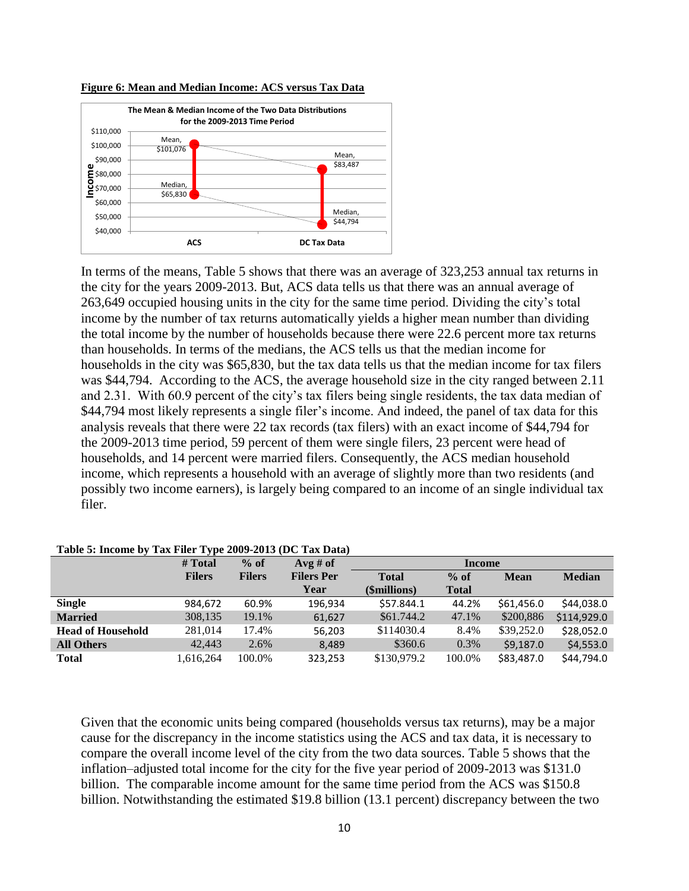**Figure 6: Mean and Median Income: ACS versus Tax Data**

In terms of the means, Table 5 shows that there was an average of 323,253 annual tax returns in the city for the years 2009-2013. But, ACS data tells us that there was an annual average of 263,649 occupied housing units in the city for the same time period. Dividing the city's total income by the number of tax returns automatically yields a higher mean number than dividing the total income by the number of households because there were 22.6 percent more tax returns than households. In terms of the medians, the ACS tells us that the median income for households in the city was $65,830, but the tax data tells us that the median income for tax filers was $44,794. According to the ACS, the average household size in the city ranged between 2.11 and 2.31. With 60.9 percent of the city's tax filers being single residents, the tax data median of $44,794 most likely represents a single filer's income. And indeed, the panel of tax data for this analysis reveals that there were 22 tax records (tax filers) with an exact income of $44,794 for the 2009-2013 time period, 59 percent of them were single filers, 23 percent were head of households, and 14 percent were married filers. Consequently, the ACS median household income, which represents a household with an average of slightly more than two residents (and possibly two income earners), is largely being compared to an income of an single individual tax filer.

**Table 5: Income by Tax Filer Type 2009-2013 (DC Tax Data)**

| | # Total Filers | % of Filers | Avg # of Filers Per Year | Income | | | |
|---|---|---|---|---|---|---|---|
| | | | | Total ($millions) | % of Total | Mean | Median |
| **Single** | 984,672 | 60.9% | 196,934 | $57.844.1 | 44.2% | $61,456.0 | $44,038.0 |
| **Married** | 308,135 | 19.1% | 61,627 | $61.744.2 | 47.1% | $200,886 | $114,929.0 |
| **Head of Household** | 281,014 | 17.4% | 56,203 | $114030.4 | 8.4% | $39,252.0 | $28,052.0 |
| **All Others** | 42,443 | 2.6% | 8,489 | $360.6 | 0.3% | $9,187.0 | $4,553.0 |
| **Total** | 1,616,264 | 100.0% | 323,253 | $130,979.2 | 100.0% | $83,487.0 | $44,794.0 |

Given that the economic units being compared (households versus tax returns), may be a major cause for the discrepancy in the income statistics using the ACS and tax data, it is necessary to compare the overall income level of the city from the two data sources. Table 5 shows that the inflation–adjusted total income for the city for the five year period of 2009-2013 was $131.0 billion. The comparable income amount for the same time period from the ACS was $150.8 billion. Notwithstanding the estimated $19.8 billion (13.1 percent) discrepancy between the two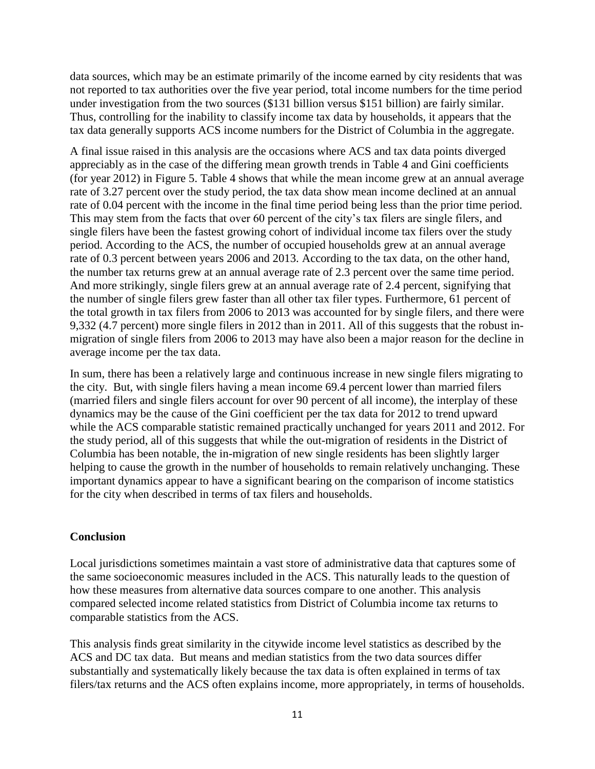data sources, which may be an estimate primarily of the income earned by city residents that was not reported to tax authorities over the five year period, total income numbers for the time period under investigation from the two sources ($131 billion versus $151 billion) are fairly similar. Thus, controlling for the inability to classify income tax data by households, it appears that the tax data generally supports ACS income numbers for the District of Columbia in the aggregate.

A final issue raised in this analysis are the occasions where ACS and tax data points diverged appreciably as in the case of the differing mean growth trends in Table 4 and Gini coefficients (for year 2012) in Figure 5. Table 4 shows that while the mean income grew at an annual average rate of 3.27 percent over the study period, the tax data show mean income declined at an annual rate of 0.04 percent with the income in the final time period being less than the prior time period. This may stem from the facts that over 60 percent of the city's tax filers are single filers, and single filers have been the fastest growing cohort of individual income tax filers over the study period. According to the ACS, the number of occupied households grew at an annual average rate of 0.3 percent between years 2006 and 2013. According to the tax data, on the other hand, the number tax returns grew at an annual average rate of 2.3 percent over the same time period. And more strikingly, single filers grew at an annual average rate of 2.4 percent, signifying that the number of single filers grew faster than all other tax filer types. Furthermore, 61 percent of the total growth in tax filers from 2006 to 2013 was accounted for by single filers, and there were 9,332 (4.7 percent) more single filers in 2012 than in 2011. All of this suggests that the robust in-migration of single filers from 2006 to 2013 may have also been a major reason for the decline in average income per the tax data.

In sum, there has been a relatively large and continuous increase in new single filers migrating to the city. But, with single filers having a mean income 69.4 percent lower than married filers (married filers and single filers account for over 90 percent of all income), the interplay of these dynamics may be the cause of the Gini coefficient per the tax data for 2012 to trend upward while the ACS comparable statistic remained practically unchanged for years 2011 and 2012. For the study period, all of this suggests that while the out-migration of residents in the District of Columbia has been notable, the in-migration of new single residents has been slightly larger helping to cause the growth in the number of households to remain relatively unchanging. These important dynamics appear to have a significant bearing on the comparison of income statistics for the city when described in terms of tax filers and households.

## Conclusion

Local jurisdictions sometimes maintain a vast store of administrative data that captures some of the same socioeconomic measures included in the ACS. This naturally leads to the question of how these measures from alternative data sources compare to one another. This analysis compared selected income related statistics from District of Columbia income tax returns to comparable statistics from the ACS.

This analysis finds great similarity in the citywide income level statistics as described by the ACS and DC tax data. But means and median statistics from the two data sources differ substantially and systematically likely because the tax data is often explained in terms of tax filers/tax returns and the ACS often explains income, more appropriately, in terms of households.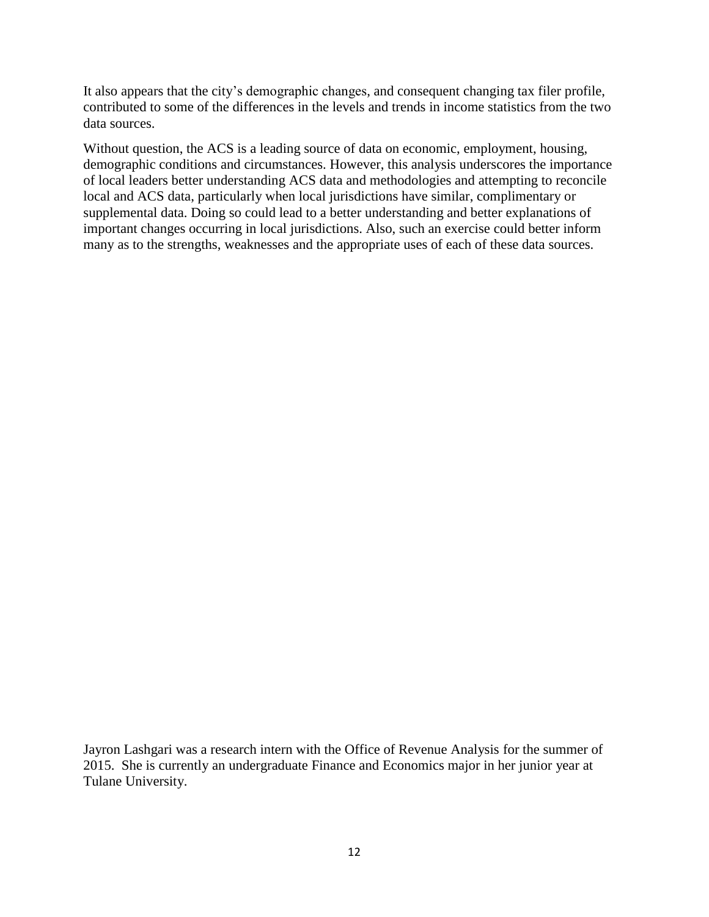It also appears that the city's demographic changes, and consequent changing tax filer profile, contributed to some of the differences in the levels and trends in income statistics from the two data sources.

Without question, the ACS is a leading source of data on economic, employment, housing, demographic conditions and circumstances. However, this analysis underscores the importance of local leaders better understanding ACS data and methodologies and attempting to reconcile local and ACS data, particularly when local jurisdictions have similar, complimentary or supplemental data. Doing so could lead to a better understanding and better explanations of important changes occurring in local jurisdictions. Also, such an exercise could better inform many as to the strengths, weaknesses and the appropriate uses of each of these data sources.

Jayron Lashgari was a research intern with the Office of Revenue Analysis for the summer of 2015. She is currently an undergraduate Finance and Economics major in her junior year at Tulane University.